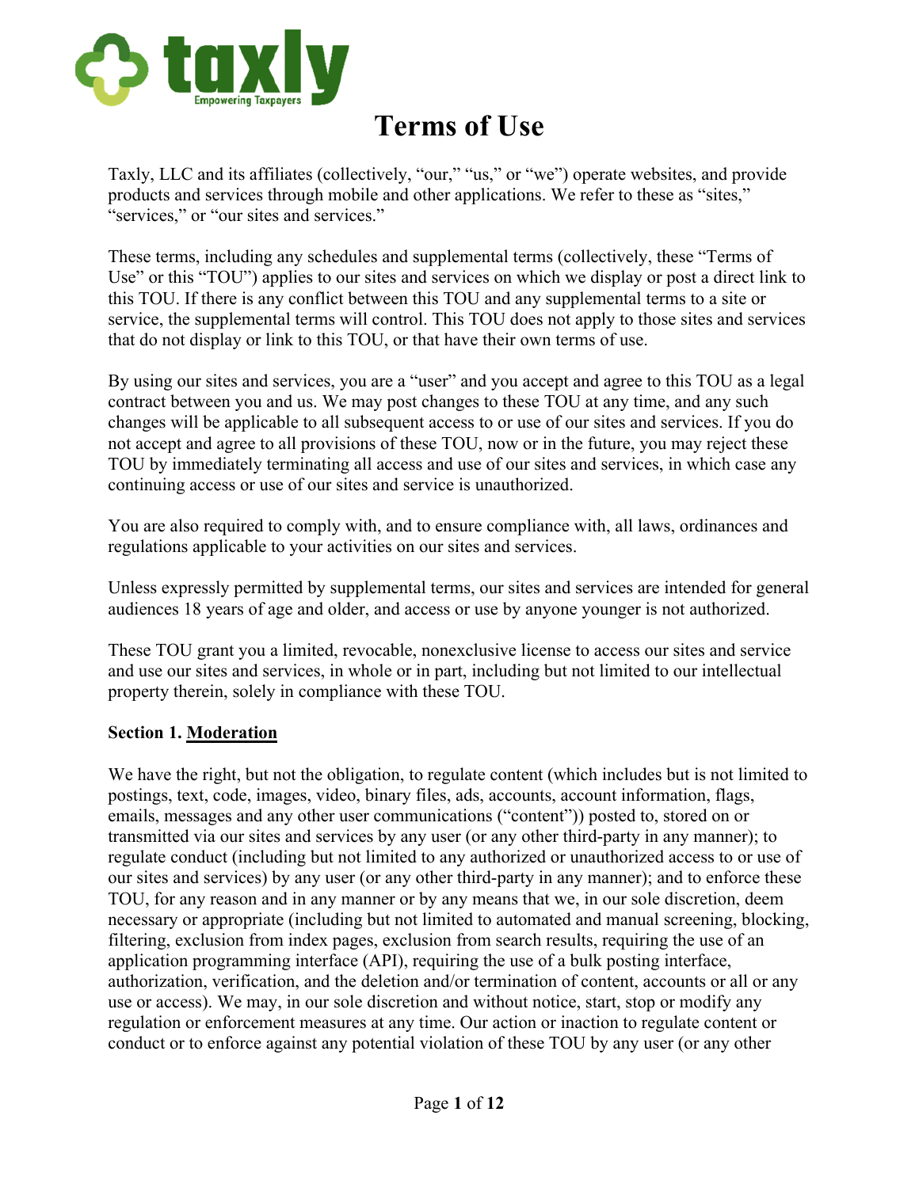# Terms of Use

Taxly, LLC and its affiliates (collectively, "our," "us," or "we") operate websites, and provide products and services through mobile and other applications. We refer to these as "sites," "services," or "our sites and services."

These terms, including any schedules and supplemental terms (collectively, these "Terms of Use" or this "TOU") applies to our sites and services on which we display or post a direct link to this TOU. If there is any conflict between this TOU and any supplemental terms to a site or service, the supplemental terms will control. This TOU does not apply to those sites and services that do not display or link to this TOU, or that have their own terms of use.

By using our sites and services, you are a "user" and you accept and agree to this TOU as a legal contract between you and us. We may post changes to these TOU at any time, and any such changes will be applicable to all subsequent access to or use of our sites and services. If you do not accept and agree to all provisions of these TOU, now or in the future, you may reject these TOU by immediately terminating all access and use of our sites and services, in which case any continuing access or use of our sites and service is unauthorized.

You are also required to comply with, and to ensure compliance with, all laws, ordinances and regulations applicable to your activities on our sites and services.

Unless expressly permitted by supplemental terms, our sites and services are intended for general audiences 18 years of age and older, and access or use by anyone younger is not authorized.

These TOU grant you a limited, revocable, nonexclusive license to access our sites and service and use our sites and services, in whole or in part, including but not limited to our intellectual property therein, solely in compliance with these TOU.

**Section 1. Moderation**

We have the right, but not the obligation, to regulate content (which includes but is not limited to postings, text, code, images, video, binary files, ads, accounts, account information, flags, emails, messages and any other user communications ("content")) posted to, stored on or transmitted via our sites and services by any user (or any other third-party in any manner); to regulate conduct (including but not limited to any authorized or unauthorized access to or use of our sites and services) by any user (or any other third-party in any manner); and to enforce these TOU, for any reason and in any manner or by any means that we, in our sole discretion, deem necessary or appropriate (including but not limited to automated and manual screening, blocking, filtering, exclusion from index pages, exclusion from search results, requiring the use of an application programming interface (API), requiring the use of a bulk posting interface, authorization, verification, and the deletion and/or termination of content, accounts or all or any use or access). We may, in our sole discretion and without notice, start, stop or modify any regulation or enforcement measures at any time. Our action or inaction to regulate content or conduct or to enforce against any potential violation of these TOU by any user (or any other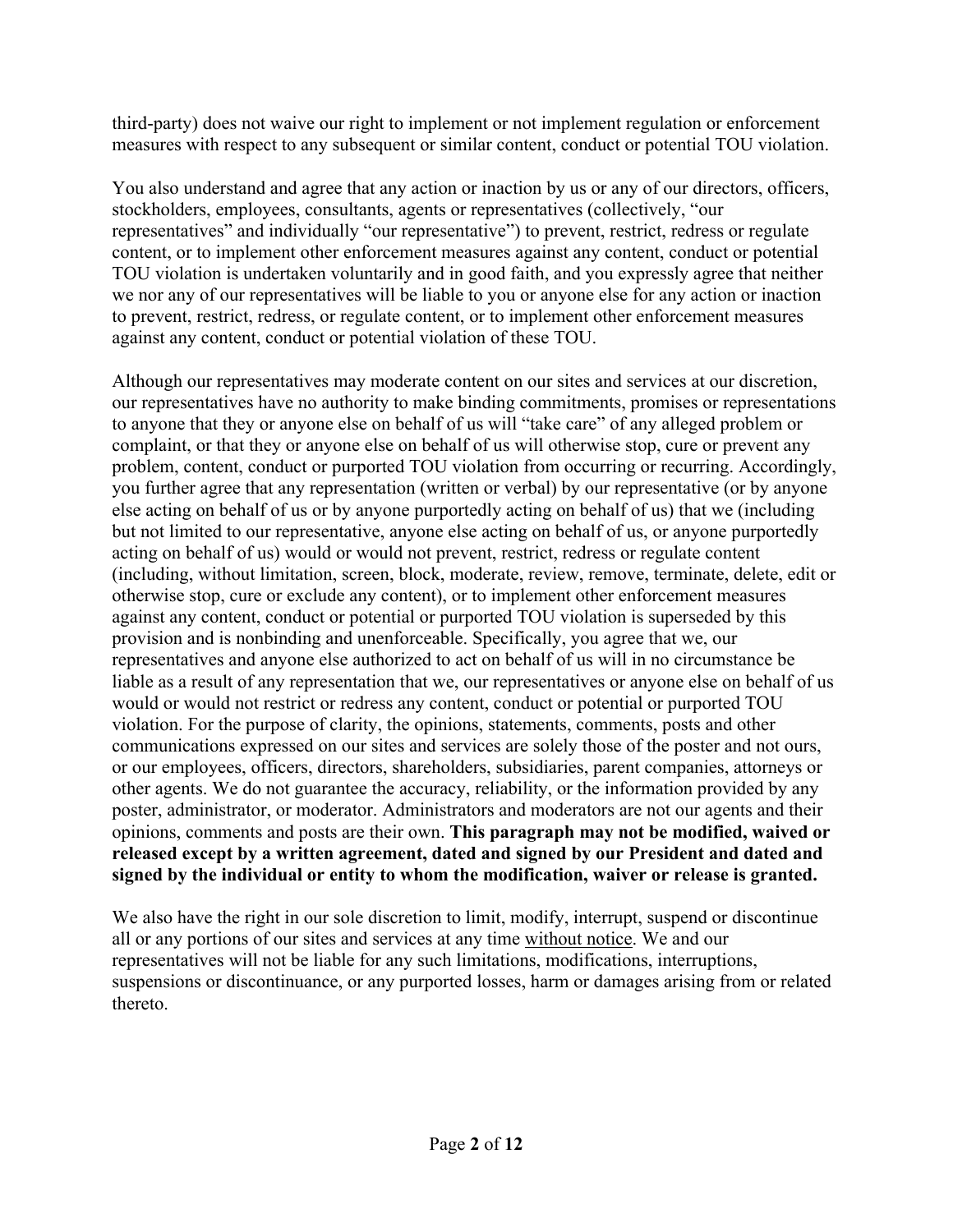third-party) does not waive our right to implement or not implement regulation or enforcement measures with respect to any subsequent or similar content, conduct or potential TOU violation.

You also understand and agree that any action or inaction by us or any of our directors, officers, stockholders, employees, consultants, agents or representatives (collectively, "our representatives" and individually "our representative") to prevent, restrict, redress or regulate content, or to implement other enforcement measures against any content, conduct or potential TOU violation is undertaken voluntarily and in good faith, and you expressly agree that neither we nor any of our representatives will be liable to you or anyone else for any action or inaction to prevent, restrict, redress, or regulate content, or to implement other enforcement measures against any content, conduct or potential violation of these TOU.

Although our representatives may moderate content on our sites and services at our discretion, our representatives have no authority to make binding commitments, promises or representations to anyone that they or anyone else on behalf of us will "take care" of any alleged problem or complaint, or that they or anyone else on behalf of us will otherwise stop, cure or prevent any problem, content, conduct or purported TOU violation from occurring or recurring. Accordingly, you further agree that any representation (written or verbal) by our representative (or by anyone else acting on behalf of us or by anyone purportedly acting on behalf of us) that we (including but not limited to our representative, anyone else acting on behalf of us, or anyone purportedly acting on behalf of us) would or would not prevent, restrict, redress or regulate content (including, without limitation, screen, block, moderate, review, remove, terminate, delete, edit or otherwise stop, cure or exclude any content), or to implement other enforcement measures against any content, conduct or potential or purported TOU violation is superseded by this provision and is nonbinding and unenforceable. Specifically, you agree that we, our representatives and anyone else authorized to act on behalf of us will in no circumstance be liable as a result of any representation that we, our representatives or anyone else on behalf of us would or would not restrict or redress any content, conduct or potential or purported TOU violation. For the purpose of clarity, the opinions, statements, comments, posts and other communications expressed on our sites and services are solely those of the poster and not ours, or our employees, officers, directors, shareholders, subsidiaries, parent companies, attorneys or other agents. We do not guarantee the accuracy, reliability, or the information provided by any poster, administrator, or moderator. Administrators and moderators are not our agents and their opinions, comments and posts are their own. **This paragraph may not be modified, waived or released except by a written agreement, dated and signed by our President and dated and signed by the individual or entity to whom the modification, waiver or release is granted.**

We also have the right in our sole discretion to limit, modify, interrupt, suspend or discontinue all or any portions of our sites and services at any time <u>without notice</u>. We and our representatives will not be liable for any such limitations, modifications, interruptions, suspensions or discontinuance, or any purported losses, harm or damages arising from or related thereto.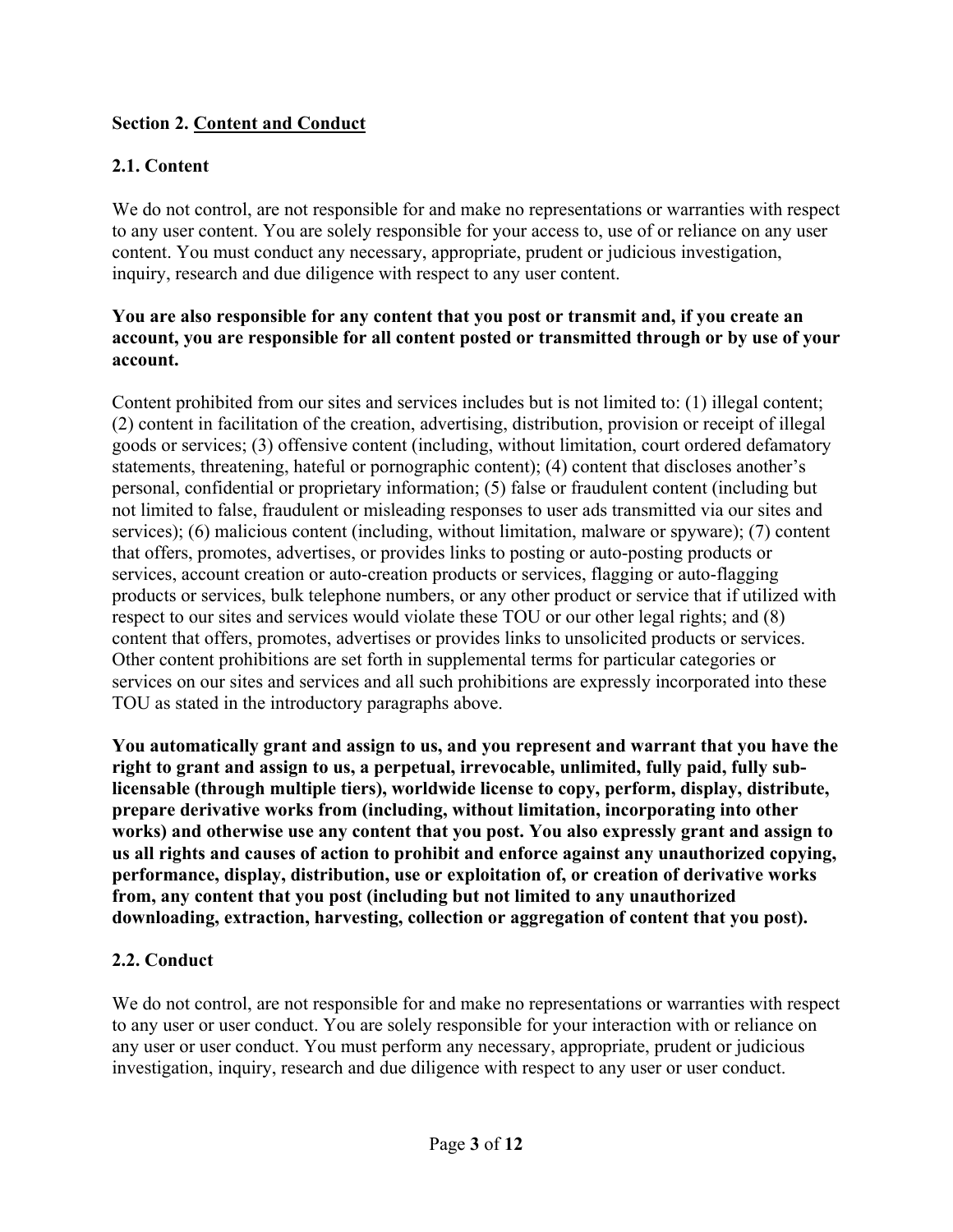## Section 2. Content and Conduct

### 2.1. Content

We do not control, are not responsible for and make no representations or warranties with respect to any user content. You are solely responsible for your access to, use of or reliance on any user content. You must conduct any necessary, appropriate, prudent or judicious investigation, inquiry, research and due diligence with respect to any user content.

**You are also responsible for any content that you post or transmit and, if you create an account, you are responsible for all content posted or transmitted through or by use of your account.**

Content prohibited from our sites and services includes but is not limited to: (1) illegal content; (2) content in facilitation of the creation, advertising, distribution, provision or receipt of illegal goods or services; (3) offensive content (including, without limitation, court ordered defamatory statements, threatening, hateful or pornographic content); (4) content that discloses another's personal, confidential or proprietary information; (5) false or fraudulent content (including but not limited to false, fraudulent or misleading responses to user ads transmitted via our sites and services); (6) malicious content (including, without limitation, malware or spyware); (7) content that offers, promotes, advertises, or provides links to posting or auto-posting products or services, account creation or auto-creation products or services, flagging or auto-flagging products or services, bulk telephone numbers, or any other product or service that if utilized with respect to our sites and services would violate these TOU or our other legal rights; and (8) content that offers, promotes, advertises or provides links to unsolicited products or services. Other content prohibitions are set forth in supplemental terms for particular categories or services on our sites and services and all such prohibitions are expressly incorporated into these TOU as stated in the introductory paragraphs above.

**You automatically grant and assign to us, and you represent and warrant that you have the right to grant and assign to us, a perpetual, irrevocable, unlimited, fully paid, fully sub-licensable (through multiple tiers), worldwide license to copy, perform, display, distribute, prepare derivative works from (including, without limitation, incorporating into other works) and otherwise use any content that you post. You also expressly grant and assign to us all rights and causes of action to prohibit and enforce against any unauthorized copying, performance, display, distribution, use or exploitation of, or creation of derivative works from, any content that you post (including but not limited to any unauthorized downloading, extraction, harvesting, collection or aggregation of content that you post).**

### 2.2. Conduct

We do not control, are not responsible for and make no representations or warranties with respect to any user or user conduct. You are solely responsible for your interaction with or reliance on any user or user conduct. You must perform any necessary, appropriate, prudent or judicious investigation, inquiry, research and due diligence with respect to any user or user conduct.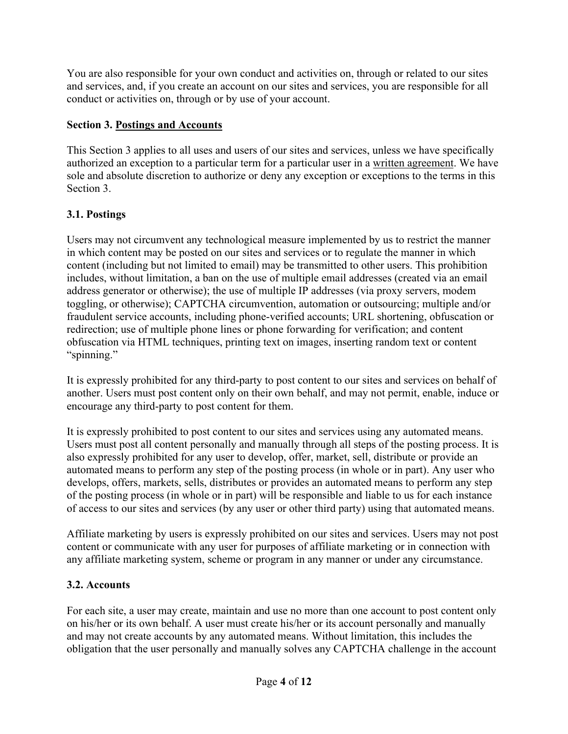You are also responsible for your own conduct and activities on, through or related to our sites and services, and, if you create an account on our sites and services, you are responsible for all conduct or activities on, through or by use of your account.

## Section 3. Postings and Accounts

This Section 3 applies to all uses and users of our sites and services, unless we have specifically authorized an exception to a particular term for a particular user in a written agreement. We have sole and absolute discretion to authorize or deny any exception or exceptions to the terms in this Section 3.

### 3.1. Postings

Users may not circumvent any technological measure implemented by us to restrict the manner in which content may be posted on our sites and services or to regulate the manner in which content (including but not limited to email) may be transmitted to other users. This prohibition includes, without limitation, a ban on the use of multiple email addresses (created via an email address generator or otherwise); the use of multiple IP addresses (via proxy servers, modem toggling, or otherwise); CAPTCHA circumvention, automation or outsourcing; multiple and/or fraudulent service accounts, including phone-verified accounts; URL shortening, obfuscation or redirection; use of multiple phone lines or phone forwarding for verification; and content obfuscation via HTML techniques, printing text on images, inserting random text or content "spinning."

It is expressly prohibited for any third-party to post content to our sites and services on behalf of another. Users must post content only on their own behalf, and may not permit, enable, induce or encourage any third-party to post content for them.

It is expressly prohibited to post content to our sites and services using any automated means. Users must post all content personally and manually through all steps of the posting process. It is also expressly prohibited for any user to develop, offer, market, sell, distribute or provide an automated means to perform any step of the posting process (in whole or in part). Any user who develops, offers, markets, sells, distributes or provides an automated means to perform any step of the posting process (in whole or in part) will be responsible and liable to us for each instance of access to our sites and services (by any user or other third party) using that automated means.

Affiliate marketing by users is expressly prohibited on our sites and services. Users may not post content or communicate with any user for purposes of affiliate marketing or in connection with any affiliate marketing system, scheme or program in any manner or under any circumstance.

### 3.2. Accounts

For each site, a user may create, maintain and use no more than one account to post content only on his/her or its own behalf. A user must create his/her or its account personally and manually and may not create accounts by any automated means. Without limitation, this includes the obligation that the user personally and manually solves any CAPTCHA challenge in the account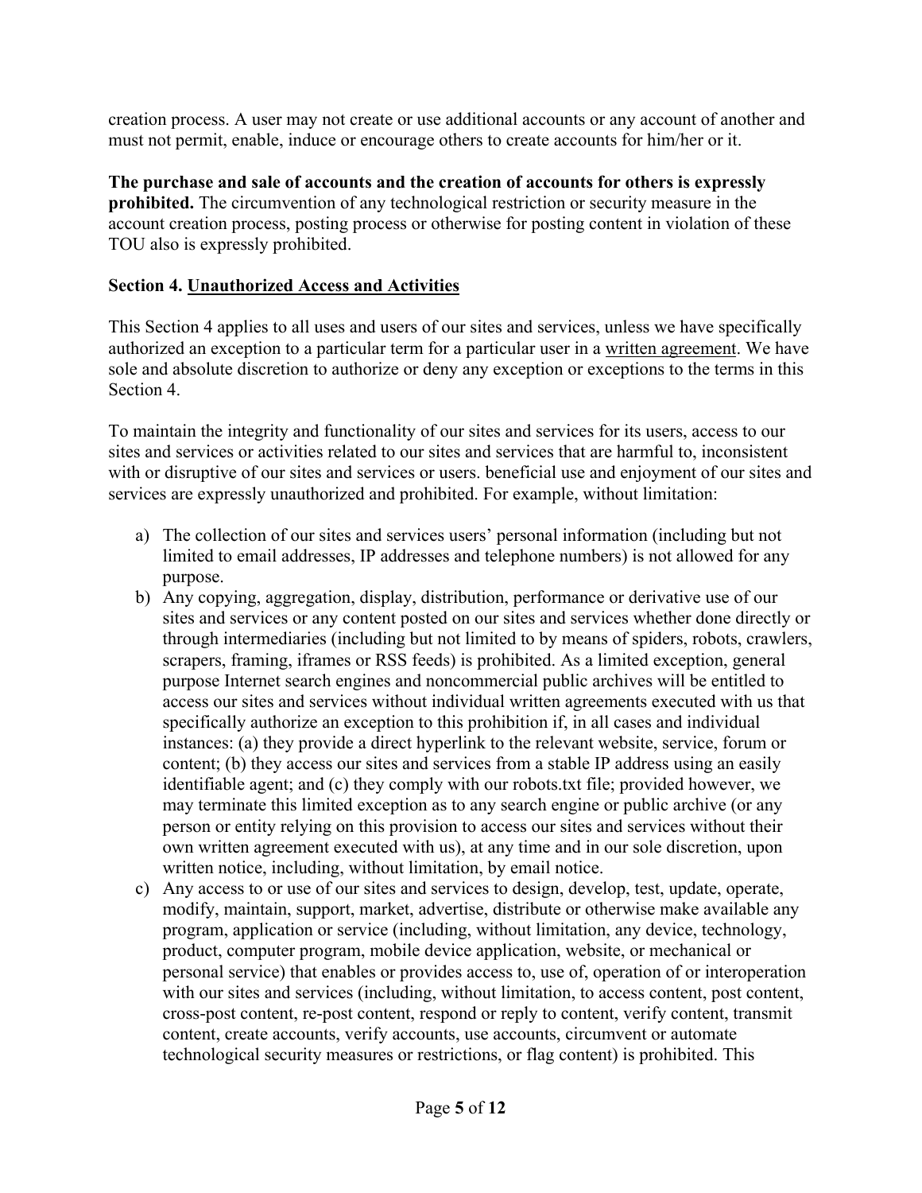creation process. A user may not create or use additional accounts or any account of another and must not permit, enable, induce or encourage others to create accounts for him/her or it.

**The purchase and sale of accounts and the creation of accounts for others is expressly prohibited.** The circumvention of any technological restriction or security measure in the account creation process, posting process or otherwise for posting content in violation of these TOU also is expressly prohibited.

**Section 4. Unauthorized Access and Activities**

This Section 4 applies to all uses and users of our sites and services, unless we have specifically authorized an exception to a particular term for a particular user in a written agreement. We have sole and absolute discretion to authorize or deny any exception or exceptions to the terms in this Section 4.

To maintain the integrity and functionality of our sites and services for its users, access to our sites and services or activities related to our sites and services that are harmful to, inconsistent with or disruptive of our sites and services or users. beneficial use and enjoyment of our sites and services are expressly unauthorized and prohibited. For example, without limitation:

a) The collection of our sites and services users' personal information (including but not limited to email addresses, IP addresses and telephone numbers) is not allowed for any purpose.
b) Any copying, aggregation, display, distribution, performance or derivative use of our sites and services or any content posted on our sites and services whether done directly or through intermediaries (including but not limited to by means of spiders, robots, crawlers, scrapers, framing, iframes or RSS feeds) is prohibited. As a limited exception, general purpose Internet search engines and noncommercial public archives will be entitled to access our sites and services without individual written agreements executed with us that specifically authorize an exception to this prohibition if, in all cases and individual instances: (a) they provide a direct hyperlink to the relevant website, service, forum or content; (b) they access our sites and services from a stable IP address using an easily identifiable agent; and (c) they comply with our robots.txt file; provided however, we may terminate this limited exception as to any search engine or public archive (or any person or entity relying on this provision to access our sites and services without their own written agreement executed with us), at any time and in our sole discretion, upon written notice, including, without limitation, by email notice.
c) Any access to or use of our sites and services to design, develop, test, update, operate, modify, maintain, support, market, advertise, distribute or otherwise make available any program, application or service (including, without limitation, any device, technology, product, computer program, mobile device application, website, or mechanical or personal service) that enables or provides access to, use of, operation of or interoperation with our sites and services (including, without limitation, to access content, post content, cross-post content, re-post content, respond or reply to content, verify content, transmit content, create accounts, verify accounts, use accounts, circumvent or automate technological security measures or restrictions, or flag content) is prohibited. This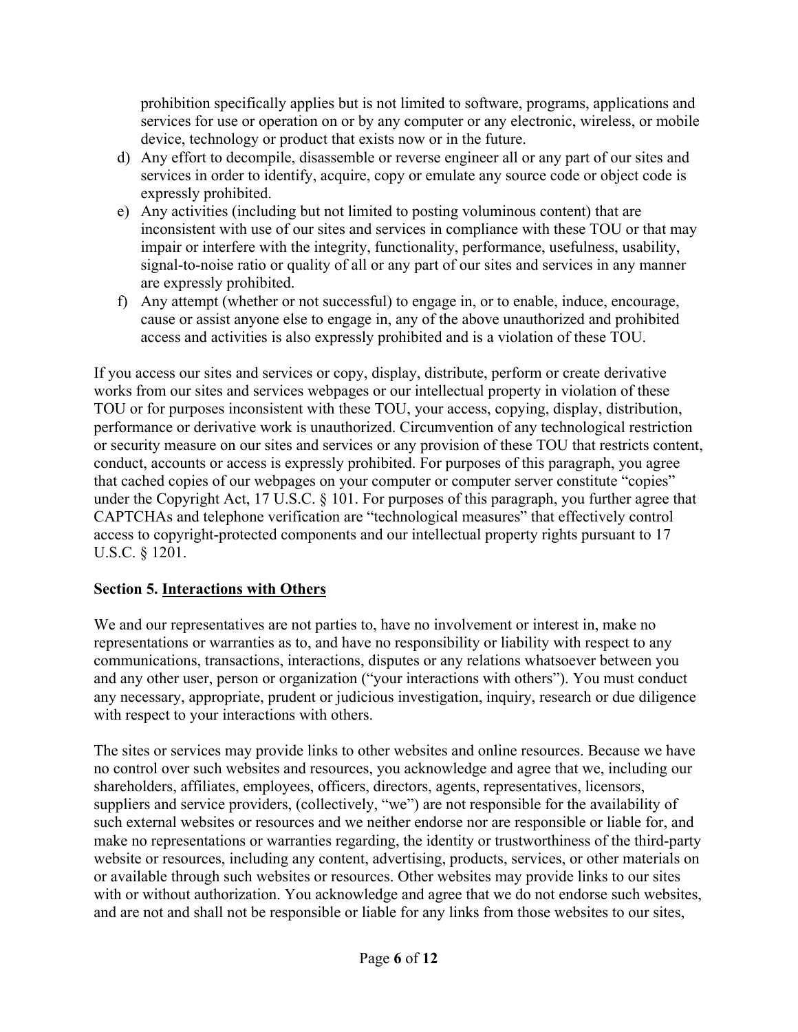prohibition specifically applies but is not limited to software, programs, applications and services for use or operation on or by any computer or any electronic, wireless, or mobile device, technology or product that exists now or in the future.

d) Any effort to decompile, disassemble or reverse engineer all or any part of our sites and services in order to identify, acquire, copy or emulate any source code or object code is expressly prohibited.
e) Any activities (including but not limited to posting voluminous content) that are inconsistent with use of our sites and services in compliance with these TOU or that may impair or interfere with the integrity, functionality, performance, usefulness, usability, signal-to-noise ratio or quality of all or any part of our sites and services in any manner are expressly prohibited.
f) Any attempt (whether or not successful) to engage in, or to enable, induce, encourage, cause or assist anyone else to engage in, any of the above unauthorized and prohibited access and activities is also expressly prohibited and is a violation of these TOU.

If you access our sites and services or copy, display, distribute, perform or create derivative works from our sites and services webpages or our intellectual property in violation of these TOU or for purposes inconsistent with these TOU, your access, copying, display, distribution, performance or derivative work is unauthorized. Circumvention of any technological restriction or security measure on our sites and services or any provision of these TOU that restricts content, conduct, accounts or access is expressly prohibited. For purposes of this paragraph, you agree that cached copies of our webpages on your computer or computer server constitute "copies" under the Copyright Act, 17 U.S.C. § 101. For purposes of this paragraph, you further agree that CAPTCHAs and telephone verification are "technological measures" that effectively control access to copyright-protected components and our intellectual property rights pursuant to 17 U.S.C. § 1201.

**Section 5. Interactions with Others**

We and our representatives are not parties to, have no involvement or interest in, make no representations or warranties as to, and have no responsibility or liability with respect to any communications, transactions, interactions, disputes or any relations whatsoever between you and any other user, person or organization ("your interactions with others"). You must conduct any necessary, appropriate, prudent or judicious investigation, inquiry, research or due diligence with respect to your interactions with others.

The sites or services may provide links to other websites and online resources. Because we have no control over such websites and resources, you acknowledge and agree that we, including our shareholders, affiliates, employees, officers, directors, agents, representatives, licensors, suppliers and service providers, (collectively, "we") are not responsible for the availability of such external websites or resources and we neither endorse nor are responsible or liable for, and make no representations or warranties regarding, the identity or trustworthiness of the third-party website or resources, including any content, advertising, products, services, or other materials on or available through such websites or resources. Other websites may provide links to our sites with or without authorization. You acknowledge and agree that we do not endorse such websites, and are not and shall not be responsible or liable for any links from those websites to our sites,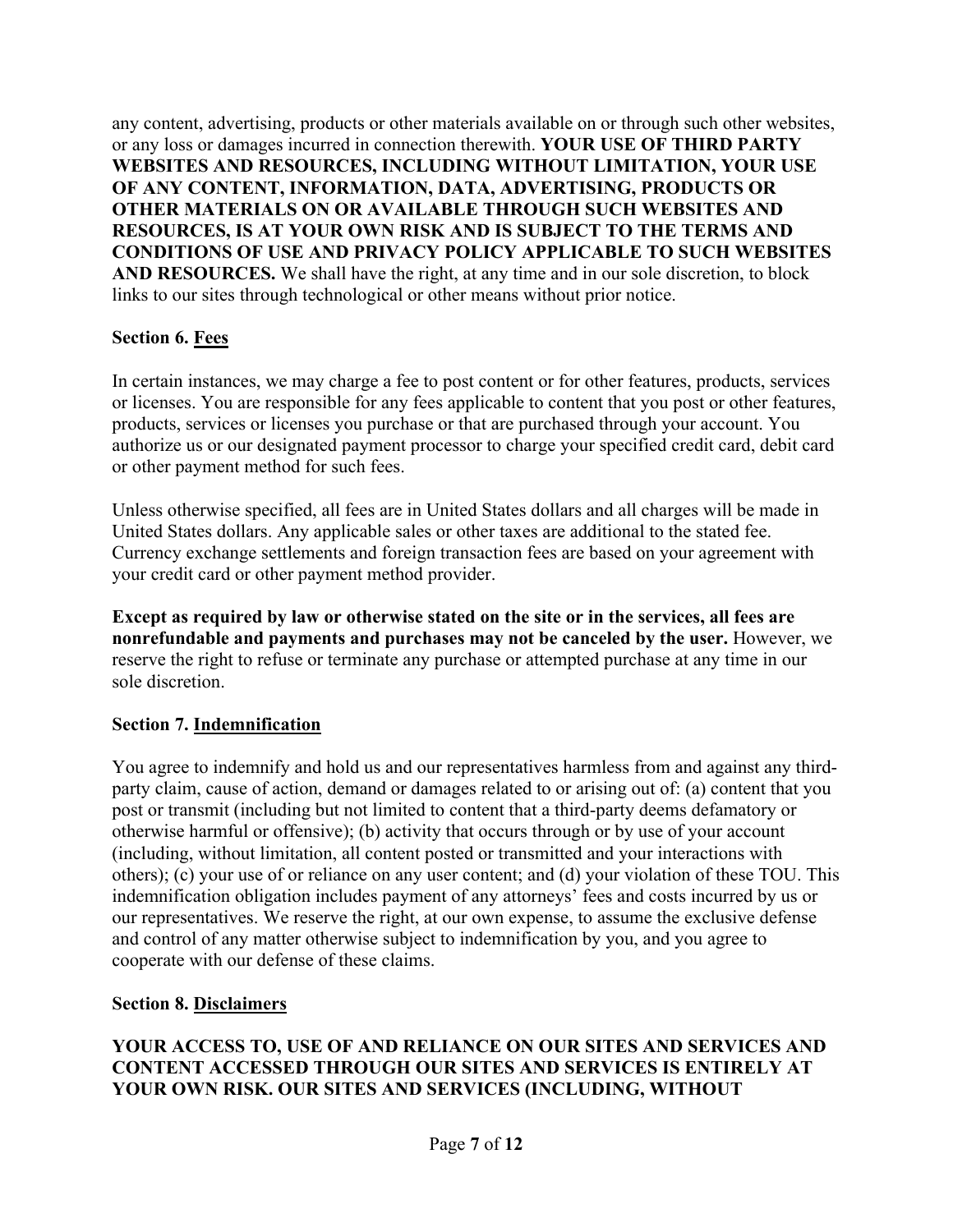any content, advertising, products or other materials available on or through such other websites, or any loss or damages incurred in connection therewith. **YOUR USE OF THIRD PARTY WEBSITES AND RESOURCES, INCLUDING WITHOUT LIMITATION, YOUR USE OF ANY CONTENT, INFORMATION, DATA, ADVERTISING, PRODUCTS OR OTHER MATERIALS ON OR AVAILABLE THROUGH SUCH WEBSITES AND RESOURCES, IS AT YOUR OWN RISK AND IS SUBJECT TO THE TERMS AND CONDITIONS OF USE AND PRIVACY POLICY APPLICABLE TO SUCH WEBSITES AND RESOURCES.** We shall have the right, at any time and in our sole discretion, to block links to our sites through technological or other means without prior notice.

**Section 6. <u>Fees</u>**

In certain instances, we may charge a fee to post content or for other features, products, services or licenses. You are responsible for any fees applicable to content that you post or other features, products, services or licenses you purchase or that are purchased through your account. You authorize us or our designated payment processor to charge your specified credit card, debit card or other payment method for such fees.

Unless otherwise specified, all fees are in United States dollars and all charges will be made in United States dollars. Any applicable sales or other taxes are additional to the stated fee. Currency exchange settlements and foreign transaction fees are based on your agreement with your credit card or other payment method provider.

**Except as required by law or otherwise stated on the site or in the services, all fees are nonrefundable and payments and purchases may not be canceled by the user.** However, we reserve the right to refuse or terminate any purchase or attempted purchase at any time in our sole discretion.

**Section 7. <u>Indemnification</u>**

You agree to indemnify and hold us and our representatives harmless from and against any third-party claim, cause of action, demand or damages related to or arising out of: (a) content that you post or transmit (including but not limited to content that a third-party deems defamatory or otherwise harmful or offensive); (b) activity that occurs through or by use of your account (including, without limitation, all content posted or transmitted and your interactions with others); (c) your use of or reliance on any user content; and (d) your violation of these TOU. This indemnification obligation includes payment of any attorneys' fees and costs incurred by us or our representatives. We reserve the right, at our own expense, to assume the exclusive defense and control of any matter otherwise subject to indemnification by you, and you agree to cooperate with our defense of these claims.

**Section 8. <u>Disclaimers</u>**

**YOUR ACCESS TO, USE OF AND RELIANCE ON OUR SITES AND SERVICES AND CONTENT ACCESSED THROUGH OUR SITES AND SERVICES IS ENTIRELY AT YOUR OWN RISK. OUR SITES AND SERVICES (INCLUDING, WITHOUT**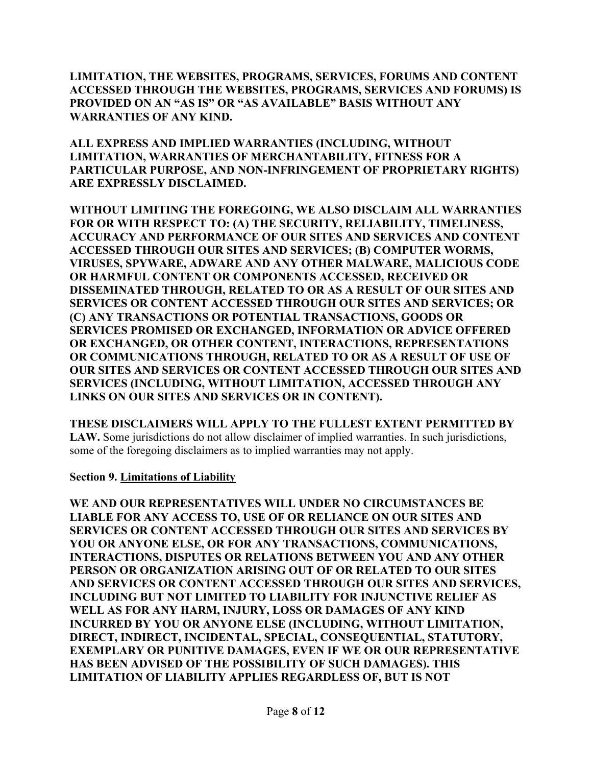**LIMITATION, THE WEBSITES, PROGRAMS, SERVICES, FORUMS AND CONTENT ACCESSED THROUGH THE WEBSITES, PROGRAMS, SERVICES AND FORUMS) IS PROVIDED ON AN "AS IS" OR "AS AVAILABLE" BASIS WITHOUT ANY WARRANTIES OF ANY KIND.**

**ALL EXPRESS AND IMPLIED WARRANTIES (INCLUDING, WITHOUT LIMITATION, WARRANTIES OF MERCHANTABILITY, FITNESS FOR A PARTICULAR PURPOSE, AND NON-INFRINGEMENT OF PROPRIETARY RIGHTS) ARE EXPRESSLY DISCLAIMED.**

**WITHOUT LIMITING THE FOREGOING, WE ALSO DISCLAIM ALL WARRANTIES FOR OR WITH RESPECT TO: (A) THE SECURITY, RELIABILITY, TIMELINESS, ACCURACY AND PERFORMANCE OF OUR SITES AND SERVICES AND CONTENT ACCESSED THROUGH OUR SITES AND SERVICES; (B) COMPUTER WORMS, VIRUSES, SPYWARE, ADWARE AND ANY OTHER MALWARE, MALICIOUS CODE OR HARMFUL CONTENT OR COMPONENTS ACCESSED, RECEIVED OR DISSEMINATED THROUGH, RELATED TO OR AS A RESULT OF OUR SITES AND SERVICES OR CONTENT ACCESSED THROUGH OUR SITES AND SERVICES; OR (C) ANY TRANSACTIONS OR POTENTIAL TRANSACTIONS, GOODS OR SERVICES PROMISED OR EXCHANGED, INFORMATION OR ADVICE OFFERED OR EXCHANGED, OR OTHER CONTENT, INTERACTIONS, REPRESENTATIONS OR COMMUNICATIONS THROUGH, RELATED TO OR AS A RESULT OF USE OF OUR SITES AND SERVICES OR CONTENT ACCESSED THROUGH OUR SITES AND SERVICES (INCLUDING, WITHOUT LIMITATION, ACCESSED THROUGH ANY LINKS ON OUR SITES AND SERVICES OR IN CONTENT).**

**THESE DISCLAIMERS WILL APPLY TO THE FULLEST EXTENT PERMITTED BY LAW.** Some jurisdictions do not allow disclaimer of implied warranties. In such jurisdictions, some of the foregoing disclaimers as to implied warranties may not apply.

**Section 9. Limitations of Liability**

**WE AND OUR REPRESENTATIVES WILL UNDER NO CIRCUMSTANCES BE LIABLE FOR ANY ACCESS TO, USE OF OR RELIANCE ON OUR SITES AND SERVICES OR CONTENT ACCESSED THROUGH OUR SITES AND SERVICES BY YOU OR ANYONE ELSE, OR FOR ANY TRANSACTIONS, COMMUNICATIONS, INTERACTIONS, DISPUTES OR RELATIONS BETWEEN YOU AND ANY OTHER PERSON OR ORGANIZATION ARISING OUT OF OR RELATED TO OUR SITES AND SERVICES OR CONTENT ACCESSED THROUGH OUR SITES AND SERVICES, INCLUDING BUT NOT LIMITED TO LIABILITY FOR INJUNCTIVE RELIEF AS WELL AS FOR ANY HARM, INJURY, LOSS OR DAMAGES OF ANY KIND INCURRED BY YOU OR ANYONE ELSE (INCLUDING, WITHOUT LIMITATION, DIRECT, INDIRECT, INCIDENTAL, SPECIAL, CONSEQUENTIAL, STATUTORY, EXEMPLARY OR PUNITIVE DAMAGES, EVEN IF WE OR OUR REPRESENTATIVE HAS BEEN ADVISED OF THE POSSIBILITY OF SUCH DAMAGES). THIS LIMITATION OF LIABILITY APPLIES REGARDLESS OF, BUT IS NOT**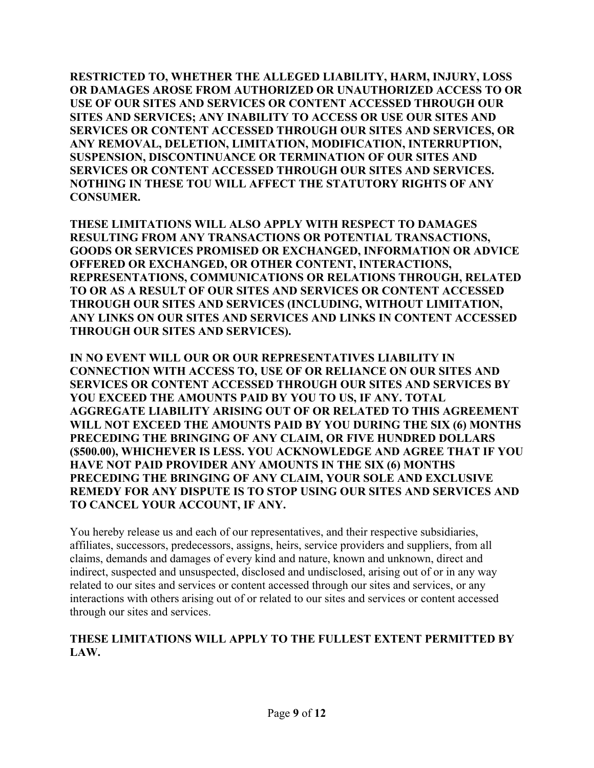**RESTRICTED TO, WHETHER THE ALLEGED LIABILITY, HARM, INJURY, LOSS OR DAMAGES AROSE FROM AUTHORIZED OR UNAUTHORIZED ACCESS TO OR USE OF OUR SITES AND SERVICES OR CONTENT ACCESSED THROUGH OUR SITES AND SERVICES; ANY INABILITY TO ACCESS OR USE OUR SITES AND SERVICES OR CONTENT ACCESSED THROUGH OUR SITES AND SERVICES, OR ANY REMOVAL, DELETION, LIMITATION, MODIFICATION, INTERRUPTION, SUSPENSION, DISCONTINUANCE OR TERMINATION OF OUR SITES AND SERVICES OR CONTENT ACCESSED THROUGH OUR SITES AND SERVICES. NOTHING IN THESE TOU WILL AFFECT THE STATUTORY RIGHTS OF ANY CONSUMER.**

**THESE LIMITATIONS WILL ALSO APPLY WITH RESPECT TO DAMAGES RESULTING FROM ANY TRANSACTIONS OR POTENTIAL TRANSACTIONS, GOODS OR SERVICES PROMISED OR EXCHANGED, INFORMATION OR ADVICE OFFERED OR EXCHANGED, OR OTHER CONTENT, INTERACTIONS, REPRESENTATIONS, COMMUNICATIONS OR RELATIONS THROUGH, RELATED TO OR AS A RESULT OF OUR SITES AND SERVICES OR CONTENT ACCESSED THROUGH OUR SITES AND SERVICES (INCLUDING, WITHOUT LIMITATION, ANY LINKS ON OUR SITES AND SERVICES AND LINKS IN CONTENT ACCESSED THROUGH OUR SITES AND SERVICES).**

**IN NO EVENT WILL OUR OR OUR REPRESENTATIVES LIABILITY IN CONNECTION WITH ACCESS TO, USE OF OR RELIANCE ON OUR SITES AND SERVICES OR CONTENT ACCESSED THROUGH OUR SITES AND SERVICES BY YOU EXCEED THE AMOUNTS PAID BY YOU TO US, IF ANY. TOTAL AGGREGATE LIABILITY ARISING OUT OF OR RELATED TO THIS AGREEMENT WILL NOT EXCEED THE AMOUNTS PAID BY YOU DURING THE SIX (6) MONTHS PRECEDING THE BRINGING OF ANY CLAIM, OR FIVE HUNDRED DOLLARS ($500.00), WHICHEVER IS LESS. YOU ACKNOWLEDGE AND AGREE THAT IF YOU HAVE NOT PAID PROVIDER ANY AMOUNTS IN THE SIX (6) MONTHS PRECEDING THE BRINGING OF ANY CLAIM, YOUR SOLE AND EXCLUSIVE REMEDY FOR ANY DISPUTE IS TO STOP USING OUR SITES AND SERVICES AND TO CANCEL YOUR ACCOUNT, IF ANY.**

You hereby release us and each of our representatives, and their respective subsidiaries, affiliates, successors, predecessors, assigns, heirs, service providers and suppliers, from all claims, demands and damages of every kind and nature, known and unknown, direct and indirect, suspected and unsuspected, disclosed and undisclosed, arising out of or in any way related to our sites and services or content accessed through our sites and services, or any interactions with others arising out of or related to our sites and services or content accessed through our sites and services.

**THESE LIMITATIONS WILL APPLY TO THE FULLEST EXTENT PERMITTED BY LAW.**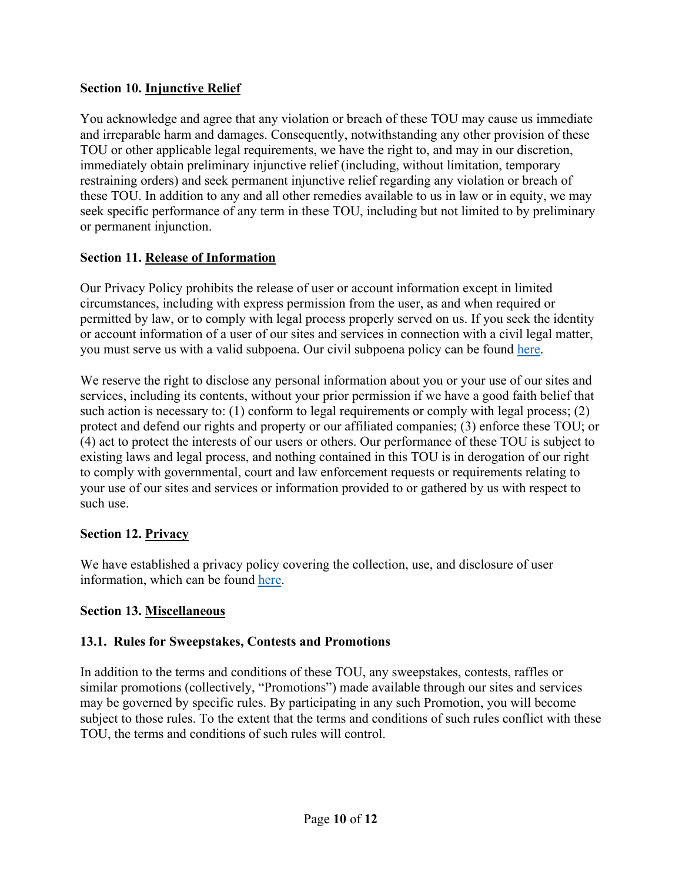**Section 10. Injunctive Relief**

You acknowledge and agree that any violation or breach of these TOU may cause us immediate and irreparable harm and damages. Consequently, notwithstanding any other provision of these TOU or other applicable legal requirements, we have the right to, and may in our discretion, immediately obtain preliminary injunctive relief (including, without limitation, temporary restraining orders) and seek permanent injunctive relief regarding any violation or breach of these TOU. In addition to any and all other remedies available to us in law or in equity, we may seek specific performance of any term in these TOU, including but not limited to by preliminary or permanent injunction.

**Section 11. Release of Information**

Our Privacy Policy prohibits the release of user or account information except in limited circumstances, including with express permission from the user, as and when required or permitted by law, or to comply with legal process properly served on us. If you seek the identity or account information of a user of our sites and services in connection with a civil legal matter, you must serve us with a valid subpoena. Our civil subpoena policy can be found here.

We reserve the right to disclose any personal information about you or your use of our sites and services, including its contents, without your prior permission if we have a good faith belief that such action is necessary to: (1) conform to legal requirements or comply with legal process; (2) protect and defend our rights and property or our affiliated companies; (3) enforce these TOU; or (4) act to protect the interests of our users or others. Our performance of these TOU is subject to existing laws and legal process, and nothing contained in this TOU is in derogation of our right to comply with governmental, court and law enforcement requests or requirements relating to your use of our sites and services or information provided to or gathered by us with respect to such use.

**Section 12. Privacy**

We have established a privacy policy covering the collection, use, and disclosure of user information, which can be found here.

**Section 13. Miscellaneous**

**13.1. Rules for Sweepstakes, Contests and Promotions**

In addition to the terms and conditions of these TOU, any sweepstakes, contests, raffles or similar promotions (collectively, "Promotions") made available through our sites and services may be governed by specific rules. By participating in any such Promotion, you will become subject to those rules. To the extent that the terms and conditions of such rules conflict with these TOU, the terms and conditions of such rules will control.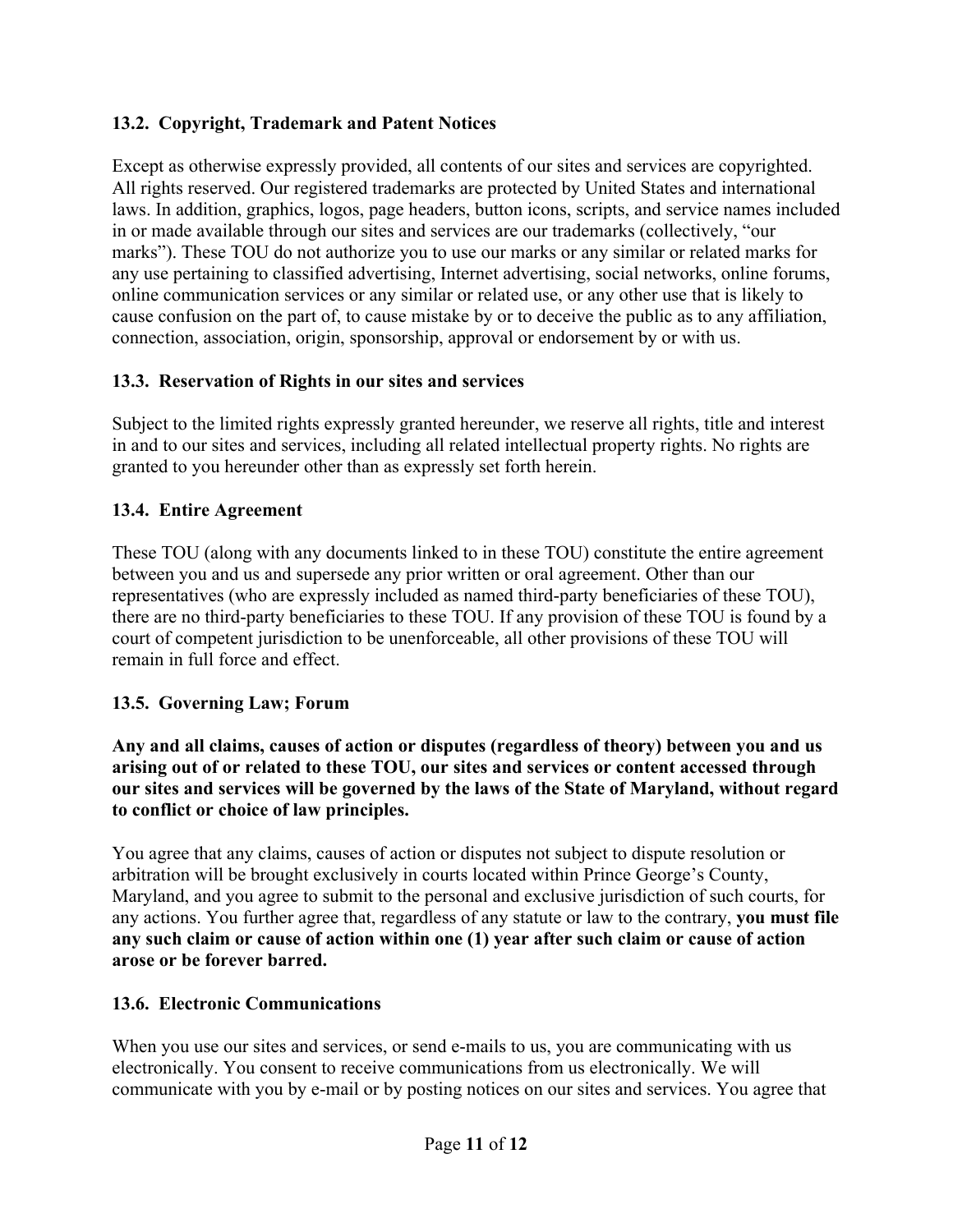### 13.2. Copyright, Trademark and Patent Notices

Except as otherwise expressly provided, all contents of our sites and services are copyrighted. All rights reserved. Our registered trademarks are protected by United States and international laws. In addition, graphics, logos, page headers, button icons, scripts, and service names included in or made available through our sites and services are our trademarks (collectively, "our marks"). These TOU do not authorize you to use our marks or any similar or related marks for any use pertaining to classified advertising, Internet advertising, social networks, online forums, online communication services or any similar or related use, or any other use that is likely to cause confusion on the part of, to cause mistake by or to deceive the public as to any affiliation, connection, association, origin, sponsorship, approval or endorsement by or with us.

### 13.3. Reservation of Rights in our sites and services

Subject to the limited rights expressly granted hereunder, we reserve all rights, title and interest in and to our sites and services, including all related intellectual property rights. No rights are granted to you hereunder other than as expressly set forth herein.

### 13.4. Entire Agreement

These TOU (along with any documents linked to in these TOU) constitute the entire agreement between you and us and supersede any prior written or oral agreement. Other than our representatives (who are expressly included as named third-party beneficiaries of these TOU), there are no third-party beneficiaries to these TOU. If any provision of these TOU is found by a court of competent jurisdiction to be unenforceable, all other provisions of these TOU will remain in full force and effect.

### 13.5. Governing Law; Forum

**Any and all claims, causes of action or disputes (regardless of theory) between you and us arising out of or related to these TOU, our sites and services or content accessed through our sites and services will be governed by the laws of the State of Maryland, without regard to conflict or choice of law principles.**

You agree that any claims, causes of action or disputes not subject to dispute resolution or arbitration will be brought exclusively in courts located within Prince George's County, Maryland, and you agree to submit to the personal and exclusive jurisdiction of such courts, for any actions. You further agree that, regardless of any statute or law to the contrary, **you must file any such claim or cause of action within one (1) year after such claim or cause of action arose or be forever barred.**

### 13.6. Electronic Communications

When you use our sites and services, or send e-mails to us, you are communicating with us electronically. You consent to receive communications from us electronically. We will communicate with you by e-mail or by posting notices on our sites and services. You agree that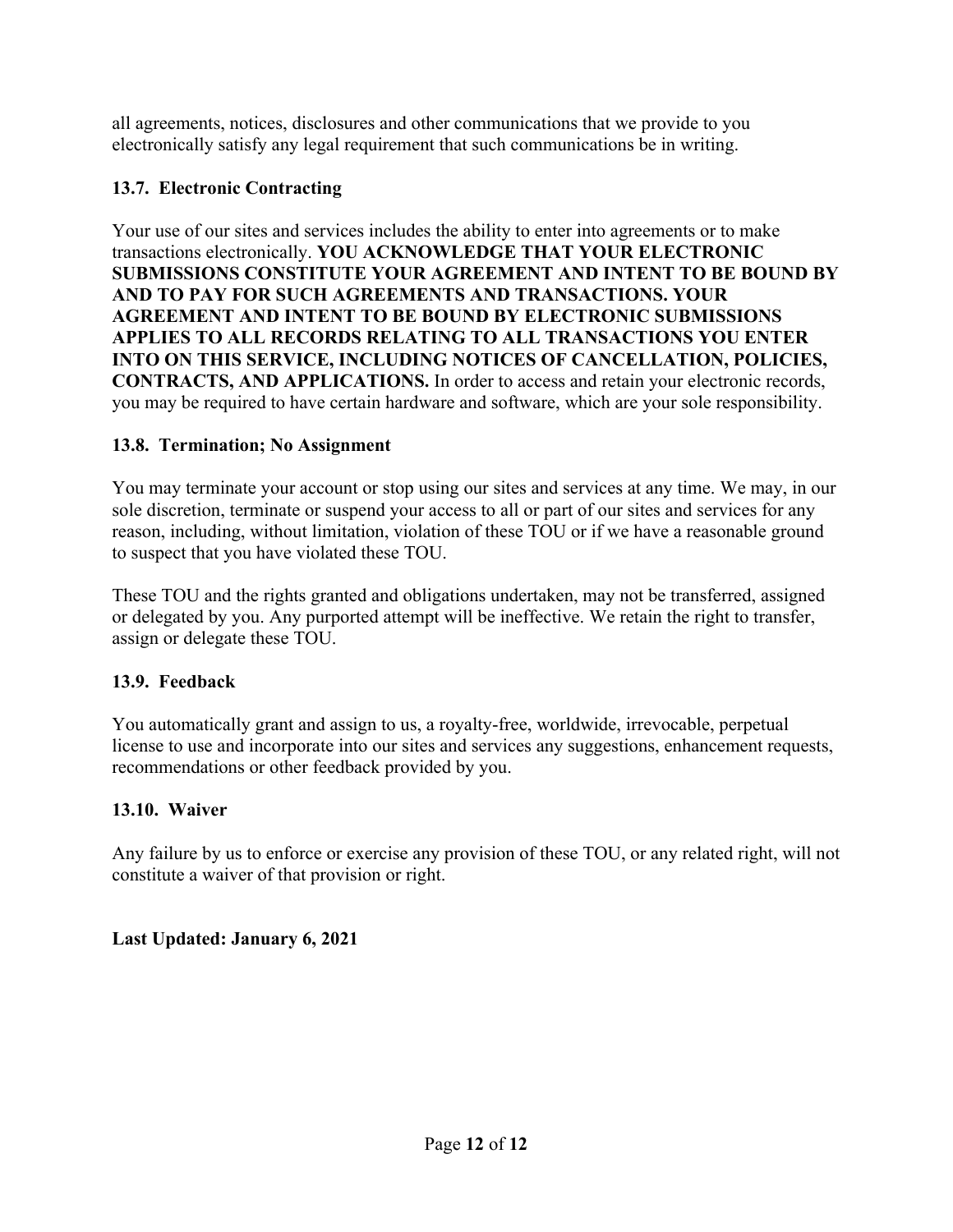all agreements, notices, disclosures and other communications that we provide to you electronically satisfy any legal requirement that such communications be in writing.

### 13.7. Electronic Contracting

Your use of our sites and services includes the ability to enter into agreements or to make transactions electronically. **YOU ACKNOWLEDGE THAT YOUR ELECTRONIC SUBMISSIONS CONSTITUTE YOUR AGREEMENT AND INTENT TO BE BOUND BY AND TO PAY FOR SUCH AGREEMENTS AND TRANSACTIONS. YOUR AGREEMENT AND INTENT TO BE BOUND BY ELECTRONIC SUBMISSIONS APPLIES TO ALL RECORDS RELATING TO ALL TRANSACTIONS YOU ENTER INTO ON THIS SERVICE, INCLUDING NOTICES OF CANCELLATION, POLICIES, CONTRACTS, AND APPLICATIONS.** In order to access and retain your electronic records, you may be required to have certain hardware and software, which are your sole responsibility.

### 13.8. Termination; No Assignment

You may terminate your account or stop using our sites and services at any time. We may, in our sole discretion, terminate or suspend your access to all or part of our sites and services for any reason, including, without limitation, violation of these TOU or if we have a reasonable ground to suspect that you have violated these TOU.

These TOU and the rights granted and obligations undertaken, may not be transferred, assigned or delegated by you. Any purported attempt will be ineffective. We retain the right to transfer, assign or delegate these TOU.

### 13.9. Feedback

You automatically grant and assign to us, a royalty-free, worldwide, irrevocable, perpetual license to use and incorporate into our sites and services any suggestions, enhancement requests, recommendations or other feedback provided by you.

### 13.10. Waiver

Any failure by us to enforce or exercise any provision of these TOU, or any related right, will not constitute a waiver of that provision or right.

**Last Updated: January 6, 2021**